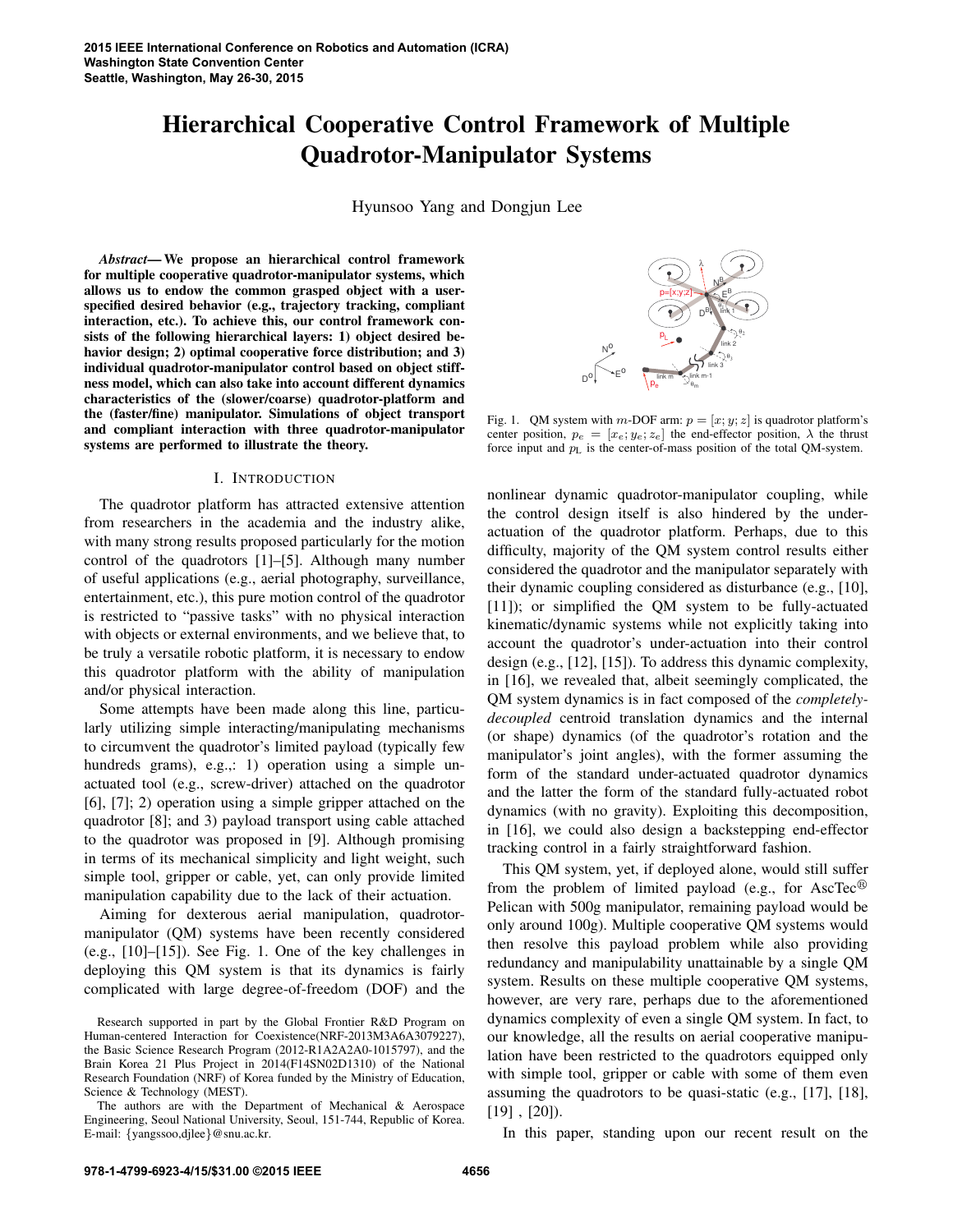# Hierarchical Cooperative Control Framework of Multiple Quadrotor-Manipulator Systems

Hyunsoo Yang and Dongjun Lee

***Abstract*— We propose an hierarchical control framework for multiple cooperative quadrotor-manipulator systems, which allows us to endow the common grasped object with a user-specified desired behavior (e.g., trajectory tracking, compliant interaction, etc.). To achieve this, our control framework consists of the following hierarchical layers: 1) object desired behavior design; 2) optimal cooperative force distribution; and 3) individual quadrotor-manipulator control based on object stiffness model, which can also take into account different dynamics characteristics of the (slower/coarse) quadrotor-platform and the (faster/fine) manipulator. Simulations of object transport and compliant interaction with three quadrotor-manipulator systems are performed to illustrate the theory.**

## I. INTRODUCTION

The quadrotor platform has attracted extensive attention from researchers in the academia and the industry alike, with many strong results proposed particularly for the motion control of the quadrotors [1]–[5]. Although many number of useful applications (e.g., aerial photography, surveillance, entertainment, etc.), this pure motion control of the quadrotor is restricted to "passive tasks" with no physical interaction with objects or external environments, and we believe that, to be truly a versatile robotic platform, it is necessary to endow this quadrotor platform with the ability of manipulation and/or physical interaction.

Some attempts have been made along this line, particularly utilizing simple interacting/manipulating mechanisms to circumvent the quadrotor's limited payload (typically few hundreds grams), e.g.,: 1) operation using a simple unactuated tool (e.g., screw-driver) attached on the quadrotor [6], [7]; 2) operation using a simple gripper attached on the quadrotor [8]; and 3) payload transport using cable attached to the quadrotor was proposed in [9]. Although promising in terms of its mechanical simplicity and light weight, such simple tool, gripper or cable, yet, can only provide limited manipulation capability due to the lack of their actuation.

Aiming for dexterous aerial manipulation, quadrotor-manipulator (QM) systems have been recently considered (e.g., [10]–[15]). See Fig. 1. One of the key challenges in deploying this QM system is that its dynamics is fairly complicated with large degree-of-freedom (DOF) and the nonlinear dynamic quadrotor-manipulator coupling, while the control design itself is also hindered by the under-actuation of the quadrotor platform. Perhaps, due to this difficulty, majority of the QM system control results either considered the quadrotor and the manipulator separately with their dynamic coupling considered as disturbance (e.g., [10], [11]); or simplified the QM system to be fully-actuated kinematic/dynamic systems while not explicitly taking into account the quadrotor's under-actuation into their control design (e.g., [12], [15]). To address this dynamic complexity, in [16], we revealed that, albeit seemingly complicated, the QM system dynamics is in fact composed of the *completely-decoupled* centroid translation dynamics and the internal (or shape) dynamics (of the quadrotor's rotation and the manipulator's joint angles), with the former assuming the form of the standard under-actuated quadrotor dynamics and the latter the form of the standard fully-actuated robot dynamics (with no gravity). Exploiting this decomposition, in [16], we could also design a backstepping end-effector tracking control in a fairly straightforward fashion.

Fig. 1. QM system with $m$-DOF arm: $p = [x; y; z]$ is quadrotor platform's center position, $p_e = [x_e; y_e; z_e]$ the end-effector position, $\lambda$ the thrust force input and $p_L$ is the center-of-mass position of the total QM-system.

This QM system, yet, if deployed alone, would still suffer from the problem of limited payload (e.g., for AscTec® Pelican with 500g manipulator, remaining payload would be only around 100g). Multiple cooperative QM systems would then resolve this payload problem while also providing redundancy and manipulability unattainable by a single QM system. Results on these multiple cooperative QM systems, however, are very rare, perhaps due to the aforementioned dynamics complexity of even a single QM system. In fact, to our knowledge, all the results on aerial cooperative manipulation have been restricted to the quadrotors equipped only with simple tool, gripper or cable with some of them even assuming the quadrotors to be quasi-static (e.g., [17], [18], [19] , [20]).

In this paper, standing upon our recent result on the

---

Research supported in part by the Global Frontier R&D Program on Human-centered Interaction for Coexistence(NRF-2013M3A6A3079227), the Basic Science Research Program (2012-R1A2A2A0-1015797), and the Brain Korea 21 Plus Project in 2014(F14SN02D1310) of the National Research Foundation (NRF) of Korea funded by the Ministry of Education, Science & Technology (MEST).

The authors are with the Department of Mechanical & Aerospace Engineering, Seoul National University, Seoul, 151-744, Republic of Korea. E-mail: {yangssoo,djlee}@snu.ac.kr.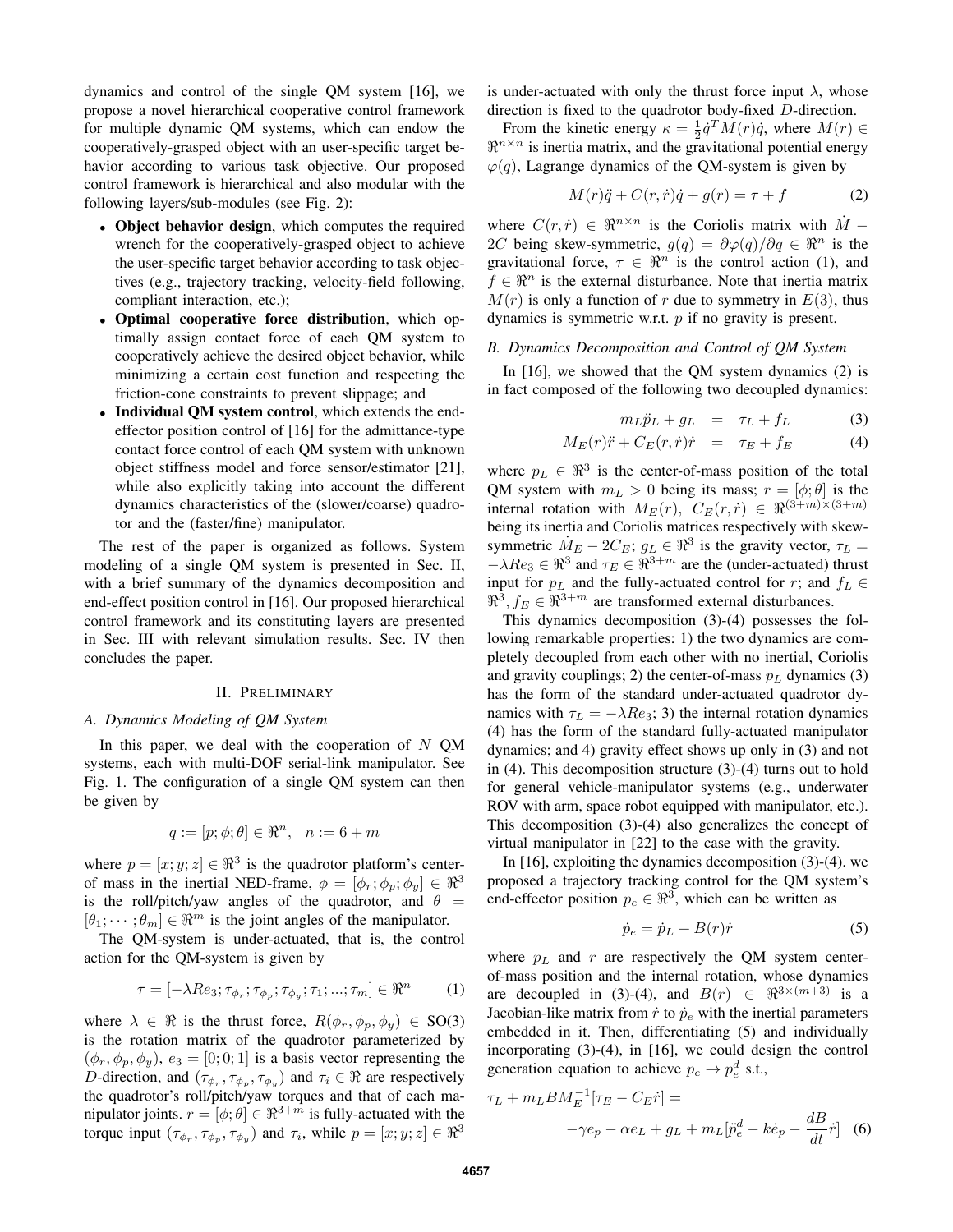dynamics and control of the single QM system [16], we propose a novel hierarchical cooperative control framework for multiple dynamic QM systems, which can endow the cooperatively-grasped object with an user-specific target behavior according to various task objective. Our proposed control framework is hierarchical and also modular with the following layers/sub-modules (see Fig. 2):

- **Object behavior design**, which computes the required wrench for the cooperatively-grasped object to achieve the user-specific target behavior according to task objectives (e.g., trajectory tracking, velocity-field following, compliant interaction, etc.);
- **Optimal cooperative force distribution**, which optimally assign contact force of each QM system to cooperatively achieve the desired object behavior, while minimizing a certain cost function and respecting the friction-cone constraints to prevent slippage; and
- **Individual QM system control**, which extends the end-effector position control of [16] for the admittance-type contact force control of each QM system with unknown object stiffness model and force sensor/estimator [21], while also explicitly taking into account the different dynamics characteristics of the (slower/coarse) quadrotor and the (faster/fine) manipulator.

The rest of the paper is organized as follows. System modeling of a single QM system is presented in Sec. II, with a brief summary of the dynamics decomposition and end-effect position control in [16]. Our proposed hierarchical control framework and its constituting layers are presented in Sec. III with relevant simulation results. Sec. IV then concludes the paper.

## II. Preliminary

### A. Dynamics Modeling of QM System

In this paper, we deal with the cooperation of $N$ QM systems, each with multi-DOF serial-link manipulator. See Fig. 1. The configuration of a single QM system can then be given by

$$q := [p; \phi; \theta] \in \Re^n, \quad n := 6 + m$$

where $p = [x; y; z] \in \Re^3$ is the quadrotor platform's center-of mass in the inertial NED-frame, $\phi = [\phi_r; \phi_p; \phi_y] \in \Re^3$ is the roll/pitch/yaw angles of the quadrotor, and $\theta = [\theta_1; \cdots; \theta_m] \in \Re^m$ is the joint angles of the manipulator.

The QM-system is under-actuated, that is, the control action for the QM-system is given by

$$\tau = [-\lambda R e_3; \tau_{\phi_r}; \tau_{\phi_p}; \tau_{\phi_y}; \tau_1; ...; \tau_m] \in \Re^n \tag{1}$$

where $\lambda \in \Re$ is the thrust force, $R(\phi_r, \phi_p, \phi_y) \in$ SO(3) is the rotation matrix of the quadrotor parameterized by $(\phi_r, \phi_p, \phi_y)$, $e_3 = [0; 0; 1]$ is a basis vector representing the $D$-direction, and $(\tau_{\phi_r}, \tau_{\phi_p}, \tau_{\phi_y})$ and $\tau_i \in \Re$ are respectively the quadrotor's roll/pitch/yaw torques and that of each manipulator joints. $r = [\phi; \theta] \in \Re^{3+m}$ is fully-actuated with the torque input $(\tau_{\phi_r}, \tau_{\phi_p}, \tau_{\phi_y})$ and $\tau_i$, while $p = [x; y; z] \in \Re^3$ is under-actuated with only the thrust force input $\lambda$, whose direction is fixed to the quadrotor body-fixed $D$-direction.

From the kinetic energy $\kappa = \frac{1}{2}\dot{q}^T M(r)\dot{q}$, where $M(r) \in \Re^{n\times n}$ is inertia matrix, and the gravitational potential energy $\varphi(q)$, Lagrange dynamics of the QM-system is given by

$$M(r)\ddot{q} + C(r, \dot{r})\dot{q} + g(r) = \tau + f \tag{2}$$

where $C(r, \dot{r}) \in \Re^{n\times n}$ is the Coriolis matrix with $\dot{M} - 2C$ being skew-symmetric, $g(q) = \partial\varphi(q)/\partial q \in \Re^n$ is the gravitational force, $\tau \in \Re^n$ is the control action (1), and $f \in \Re^n$ is the external disturbance. Note that inertia matrix $M(r)$ is only a function of $r$ due to symmetry in $E(3)$, thus dynamics is symmetric w.r.t. $p$ if no gravity is present.

### B. Dynamics Decomposition and Control of QM System

In [16], we showed that the QM system dynamics (2) is in fact composed of the following two decoupled dynamics:

$$m_L \ddot{p}_L + g_L = \tau_L + f_L \tag{3}$$

$$M_E(r)\ddot{r} + C_E(r, \dot{r})\dot{r} = \tau_E + f_E \tag{4}$$

where $p_L \in \Re^3$ is the center-of-mass position of the total QM system with $m_L > 0$ being its mass; $r = [\phi; \theta]$ is the internal rotation with $M_E(r)$, $C_E(r, \dot{r}) \in \Re^{(3+m)\times(3+m)}$ being its inertia and Coriolis matrices respectively with skew-symmetric $\dot{M}_E - 2C_E$; $g_L \in \Re^3$ is the gravity vector, $\tau_L = -\lambda R e_3 \in \Re^3$ and $\tau_E \in \Re^{3+m}$ are the (under-actuated) thrust input for $p_L$ and the fully-actuated control for $r$; and $f_L \in \Re^3$, $f_E \in \Re^{3+m}$ are transformed external disturbances.

This dynamics decomposition (3)-(4) possesses the following remarkable properties: 1) the two dynamics are completely decoupled from each other with no inertial, Coriolis and gravity couplings; 2) the center-of-mass $p_L$ dynamics (3) has the form of the standard under-actuated quadrotor dynamics with $\tau_L = -\lambda R e_3$; 3) the internal rotation dynamics (4) has the form of the standard fully-actuated manipulator dynamics; and 4) gravity effect shows up only in (3) and not in (4). This decomposition structure (3)-(4) turns out to hold for general vehicle-manipulator systems (e.g., underwater ROV with arm, space robot equipped with manipulator, etc.). This decomposition (3)-(4) also generalizes the concept of virtual manipulator in [22] to the case with the gravity.

In [16], exploiting the dynamics decomposition (3)-(4). we proposed a trajectory tracking control for the QM system's end-effector position $p_e \in \Re^3$, which can be written as

$$\dot{p}_e = \dot{p}_L + B(r)\dot{r} \tag{5}$$

where $p_L$ and $r$ are respectively the QM system center-of-mass position and the internal rotation, whose dynamics are decoupled in (3)-(4), and $B(r) \in \Re^{3\times(m+3)}$ is a Jacobian-like matrix from $\dot{r}$ to $\dot{p}_e$ with the inertial parameters embedded in it. Then, differentiating (5) and individually incorporating (3)-(4), in [16], we could design the control generation equation to achieve $p_e \to p_e^d$ s.t.,

$$\tau_L + m_L B M_E^{-1}[\tau_E - C_E\dot{r}] = -\gamma e_p - \alpha e_L + g_L + m_L[\ddot{p}_e^d - k\dot{e}_p - \frac{dB}{dt}\dot{r}] \tag{6}$$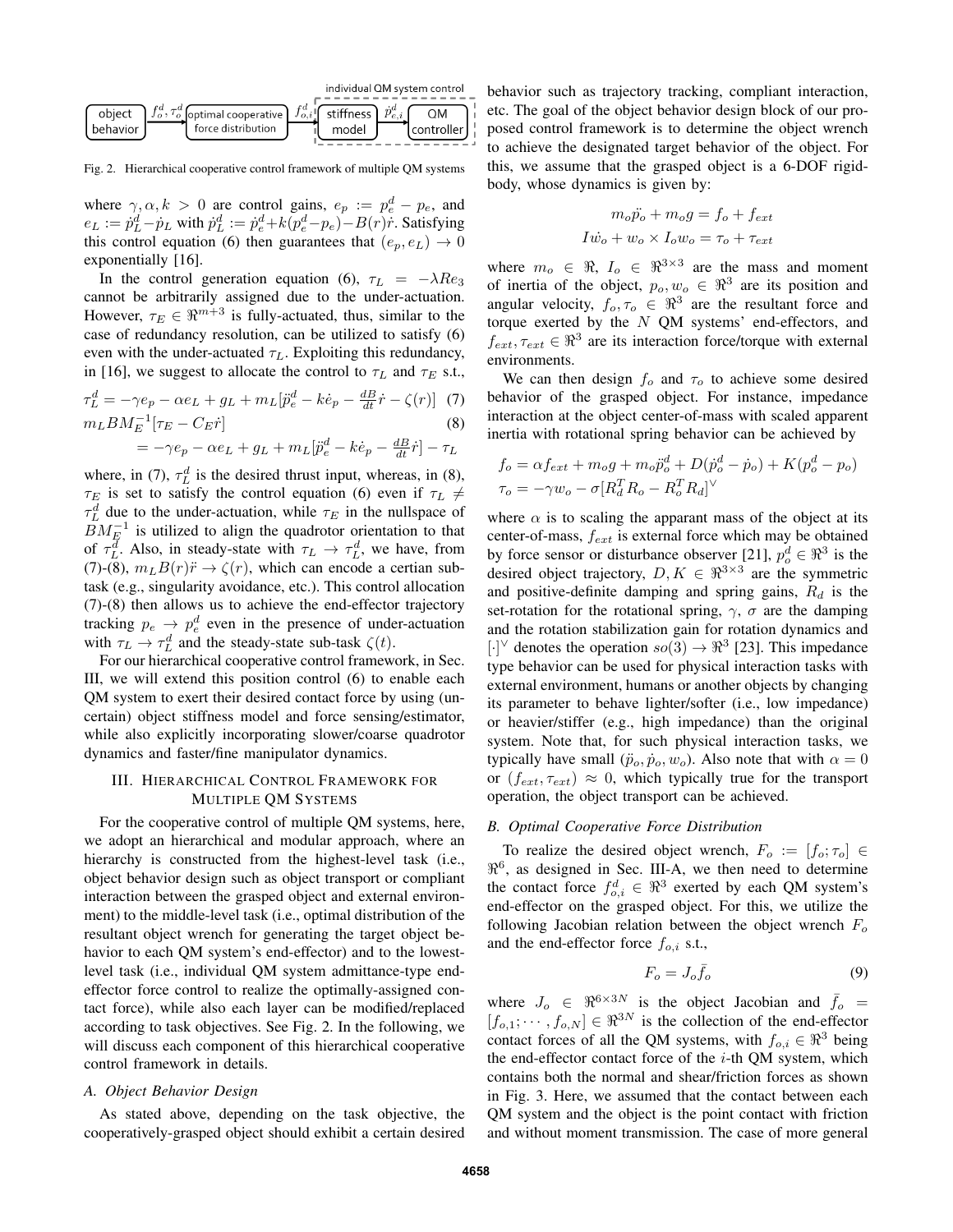Fig. 2. Hierarchical cooperative control framework of multiple QM systems

where $\gamma, \alpha, k > 0$ are control gains, $e_p := p_e^d - p_e$, and $e_L := \dot{p}_L^d - \dot{p}_L$ with $\dot{p}_L^d := \dot{p}_e^d + k(p_e^d - p_e) - B(r)\dot{r}$. Satisfying this control equation (6) then guarantees that $(e_p, e_L) \to 0$ exponentially [16].

In the control generation equation (6), $\tau_L = -\lambda R e_3$ cannot be arbitrarily assigned due to the under-actuation. However, $\tau_E \in \Re^{m+3}$ is fully-actuated, thus, similar to the case of redundancy resolution, can be utilized to satisfy (6) even with the under-actuated $\tau_L$. Exploiting this redundancy, in [16], we suggest to allocate the control to $\tau_L$ and $\tau_E$ s.t.,

$$\tau_L^d = -\gamma e_p - \alpha e_L + g_L + m_L[\ddot{p}_e^d - k\dot{e}_p - \tfrac{dB}{dt}\dot{r} - \zeta(r)] \quad (7)$$

$$m_L B M_E^{-1}[\tau_E - C_E \dot{r}] \quad (8)$$
$$= -\gamma e_p - \alpha e_L + g_L + m_L[\ddot{p}_e^d - k\dot{e}_p - \tfrac{dB}{dt}\dot{r}] - \tau_L$$

where, in (7), $\tau_L^d$ is the desired thrust input, whereas, in (8), $\tau_E$ is set to satisfy the control equation (6) even if $\tau_L \neq \tau_L^d$ due to the under-actuation, while $\tau_E$ in the nullspace of $BM_E^{-1}$ is utilized to align the quadrotor orientation to that of $\tau_L^d$. Also, in steady-state with $\tau_L \to \tau_L^d$, we have, from (7)-(8), $m_L B(r)\ddot{r} \to \zeta(r)$, which can encode a certian sub-task (e.g., singularity avoidance, etc.). This control allocation (7)-(8) then allows us to achieve the end-effector trajectory tracking $p_e \to p_e^d$ even in the presence of under-actuation with $\tau_L \to \tau_L^d$ and the steady-state sub-task $\zeta(t)$.

For our hierarchical cooperative control framework, in Sec. III, we will extend this position control (6) to enable each QM system to exert their desired contact force by using (uncertain) object stiffness model and force sensing/estimator, while also explicitly incorporating slower/coarse quadrotor dynamics and faster/fine manipulator dynamics.

## III. Hierarchical Control Framework for Multiple QM Systems

For the cooperative control of multiple QM systems, here, we adopt an hierarchical and modular approach, where an hierarchy is constructed from the highest-level task (i.e., object behavior design such as object transport or compliant interaction between the grasped object and external environment) to the middle-level task (i.e., optimal distribution of the resultant object wrench for generating the target object behavior to each QM system's end-effector) and to the lowest-level task (i.e., individual QM system admittance-type end-effector force control to realize the optimally-assigned contact force), while also each layer can be modified/replaced according to task objectives. See Fig. 2. In the following, we will discuss each component of this hierarchical cooperative control framework in details.

### A. Object Behavior Design

As stated above, depending on the task objective, the cooperatively-grasped object should exhibit a certain desired behavior such as trajectory tracking, compliant interaction, etc. The goal of the object behavior design block of our proposed control framework is to determine the object wrench to achieve the designated target behavior of the object. For this, we assume that the grasped object is a 6-DOF rigid-body, whose dynamics is given by:

$$m_o \ddot{p}_o + m_o g = f_o + f_{ext}$$
$$I\dot{w}_o + w_o \times I_o w_o = \tau_o + \tau_{ext}$$

where $m_o \in \Re$, $I_o \in \Re^{3\times3}$ are the mass and moment of inertia of the object, $p_o, w_o \in \Re^3$ are its position and angular velocity, $f_o, \tau_o \in \Re^3$ are the resultant force and torque exerted by the $N$ QM systems' end-effectors, and $f_{ext}, \tau_{ext} \in \Re^3$ are its interaction force/torque with external environments.

We can then design $f_o$ and $\tau_o$ to achieve some desired behavior of the grasped object. For instance, impedance interaction at the object center-of-mass with scaled apparent inertia with rotational spring behavior can be achieved by

$$f_o = \alpha f_{ext} + m_o g + m_o \ddot{p}_o^d + D(\dot{p}_o^d - \dot{p}_o) + K(p_o^d - p_o)$$
$$\tau_o = -\gamma w_o - \sigma[R_d^T R_o - R_o^T R_d]^\vee$$

where $\alpha$ is to scaling the apparant mass of the object at its center-of-mass, $f_{ext}$ is external force which may be obtained by force sensor or disturbance observer [21], $p_o^d \in \Re^3$ is the desired object trajectory, $D, K \in \Re^{3\times3}$ are the symmetric and positive-definite damping and spring gains, $R_d$ is the set-rotation for the rotational spring, $\gamma$, $\sigma$ are the damping and the rotation stabilization gain for rotation dynamics and $[\cdot]^\vee$ denotes the operation $so(3) \to \Re^3$ [23]. This impedance type behavior can be used for physical interaction tasks with external environment, humans or another objects by changing its parameter to behave lighter/softer (i.e., low impedance) or heavier/stiffer (e.g., high impedance) than the original system. Note that, for such physical interaction tasks, we typically have small $(\ddot{p}_o, \dot{p}_o, w_o)$. Also note that with $\alpha = 0$ or $(f_{ext}, \tau_{ext}) \approx 0$, which typically true for the transport operation, the object transport can be achieved.

### B. Optimal Cooperative Force Distribution

To realize the desired object wrench, $F_o := [f_o; \tau_o] \in \Re^6$, as designed in Sec. III-A, we then need to determine the contact force $f_{o,i}^d \in \Re^3$ exerted by each QM system's end-effector on the grasped object. For this, we utilize the following Jacobian relation between the object wrench $F_o$ and the end-effector force $f_{o,i}$ s.t.,

$$F_o = J_o \bar{f}_o \quad (9)$$

where $J_o \in \Re^{6\times3N}$ is the object Jacobian and $\bar{f}_o = [f_{o,1}; \cdots, f_{o,N}] \in \Re^{3N}$ is the collection of the end-effector contact forces of all the QM systems, with $f_{o,i} \in \Re^3$ being the end-effector contact force of the $i$-th QM system, which contains both the normal and shear/friction forces as shown in Fig. 3. Here, we assumed that the contact between each QM system and the object is the point contact with friction and without moment transmission. The case of more general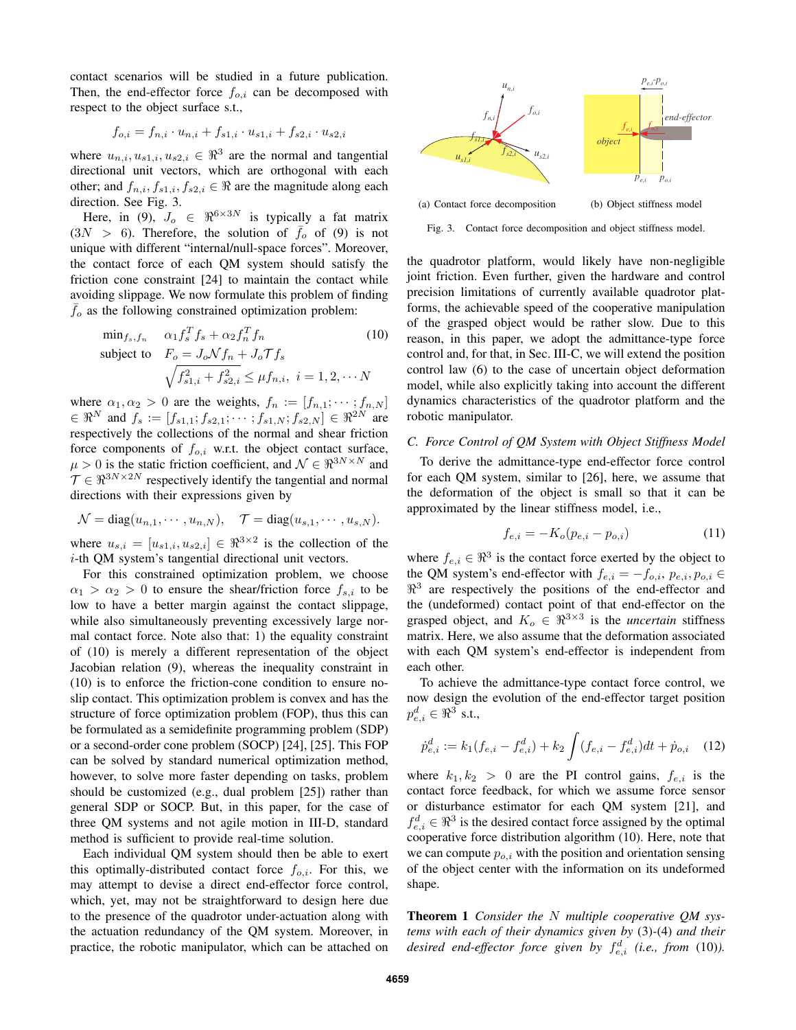contact scenarios will be studied in a future publication. Then, the end-effector force $f_{o,i}$ can be decomposed with respect to the object surface s.t.,

$$f_{o,i} = f_{n,i} \cdot u_{n,i} + f_{s1,i} \cdot u_{s1,i} + f_{s2,i} \cdot u_{s2,i}$$

where $u_{n,i}, u_{s1,i}, u_{s2,i} \in \Re^3$ are the normal and tangential directional unit vectors, which are orthogonal with each other; and $f_{n,i}, f_{s1,i}, f_{s2,i} \in \Re$ are the magnitude along each direction. See Fig. 3.

Here, in (9), $J_o \in \Re^{6\times 3N}$ is typically a fat matrix ($3N > 6$). Therefore, the solution of $\bar{f}_o$ of (9) is not unique with different "internal/null-space forces". Moreover, the contact force of each QM system should satisfy the friction cone constraint [24] to maintain the contact while avoiding slippage. We now formulate this problem of finding $\bar{f}_o$ as the following constrained optimization problem:

$$\begin{aligned} \min_{f_s, f_n} \quad & \alpha_1 f_s^T f_s + \alpha_2 f_n^T f_n \\ \text{subject to} \quad & F_o = J_o \mathcal{N} f_n + J_o \mathcal{T} f_s \\ & \sqrt{f_{s1,i}^2 + f_{s2,i}^2} \le \mu f_{n,i}, \; i = 1, 2, \cdots N \end{aligned} \tag{10}$$

where $\alpha_1, \alpha_2 > 0$ are the weights, $f_n := [f_{n,1}; \cdots ; f_{n,N}] \in \Re^N$ and $f_s := [f_{s1,1}; f_{s2,1}; \cdots ; f_{s1,N}; f_{s2,N}] \in \Re^{2N}$ are respectively the collections of the normal and shear friction force components of $f_{o,i}$ w.r.t. the object contact surface, $\mu > 0$ is the static friction coefficient, and $\mathcal{N} \in \Re^{3N\times N}$ and $\mathcal{T} \in \Re^{3N\times 2N}$ respectively identify the tangential and normal directions with their expressions given by

$$\mathcal{N} = \text{diag}(u_{n,1}, \cdots , u_{n,N}), \quad \mathcal{T} = \text{diag}(u_{s,1}, \cdots , u_{s,N}).$$

where $u_{s,i} = [u_{s1,i}, u_{s2,i}] \in \Re^{3\times 2}$ is the collection of the $i$-th QM system's tangential directional unit vectors.

For this constrained optimization problem, we choose $\alpha_1 > \alpha_2 > 0$ to ensure the shear/friction force $f_{s,i}$ to be low to have a better margin against the contact slippage, while also simultaneously preventing excessively large normal contact force. Note also that: 1) the equality constraint of (10) is merely a different representation of the object Jacobian relation (9), whereas the inequality constraint in (10) is to enforce the friction-cone condition to ensure no-slip contact. This optimization problem is convex and has the structure of force optimization problem (FOP), thus this can be formulated as a semidefinite programming problem (SDP) or a second-order cone problem (SOCP) [24], [25]. This FOP can be solved by standard numerical optimization method, however, to solve more faster depending on tasks, problem should be customized (e.g., dual problem [25]) rather than general SDP or SOCP. But, in this paper, for the case of three QM systems and not agile motion in III-D, standard method is sufficient to provide real-time solution.

Each individual QM system should then be able to exert this optimally-distributed contact force $f_{o,i}$. For this, we may attempt to devise a direct end-effector force control, which, yet, may not be straightforward to design here due to the presence of the quadrotor under-actuation along with the actuation redundancy of the QM system. Moreover, in practice, the robotic manipulator, which can be attached on the quadrotor platform, would likely have non-negligible joint friction. Even further, given the hardware and control precision limitations of currently available quadrotor platforms, the achievable speed of the cooperative manipulation of the grasped object would be rather slow. Due to this reason, in this paper, we adopt the admittance-type force control and, for that, in Sec. III-C, we will extend the position control law (6) to the case of uncertain object deformation model, while also explicitly taking into account the different dynamics characteristics of the quadrotor platform and the robotic manipulator.

(a) Contact force decomposition (b) Object stiffness model

Fig. 3. Contact force decomposition and object stiffness model.

### C. Force Control of QM System with Object Stiffness Model

To derive the admittance-type end-effector force control for each QM system, similar to [26], here, we assume that the deformation of the object is small so that it can be approximated by the linear stiffness model, i.e.,

$$f_{e,i} = -K_o(p_{e,i} - p_{o,i}) \tag{11}$$

where $f_{e,i} \in \Re^3$ is the contact force exerted by the object to the QM system's end-effector with $f_{e,i} = -f_{o,i}$, $p_{e,i}, p_{o,i} \in \Re^3$ are respectively the positions of the end-effector and the (undeformed) contact point of that end-effector on the grasped object, and $K_o \in \Re^{3\times 3}$ is the *uncertain* stiffness matrix. Here, we also assume that the deformation associated with each QM system's end-effector is independent from each other.

To achieve the admittance-type contact force control, we now design the evolution of the end-effector target position $p_{e,i}^d \in \Re^3$ s.t.

$$\dot{p}_{e,i}^d := k_1(f_{e,i} - f_{e,i}^d) + k_2 \int (f_{e,i} - f_{e,i}^d)dt + \dot{p}_{o,i} \tag{12}$$

where $k_1, k_2 > 0$ are the PI control gains, $f_{e,i}$ is the contact force feedback, for which we assume force sensor or disturbance estimator for each QM system [21], and $f_{e,i}^d \in \Re^3$ is the desired contact force assigned by the optimal cooperative force distribution algorithm (10). Here, note that we can compute $p_{o,i}$ with the position and orientation sensing of the object center with the information on its undeformed shape.

**Theorem 1** *Consider the $N$ multiple cooperative QM systems with each of their dynamics given by (3)-(4) and their desired end-effector force given by $f_{e,i}^d$ (i.e., from (10)).*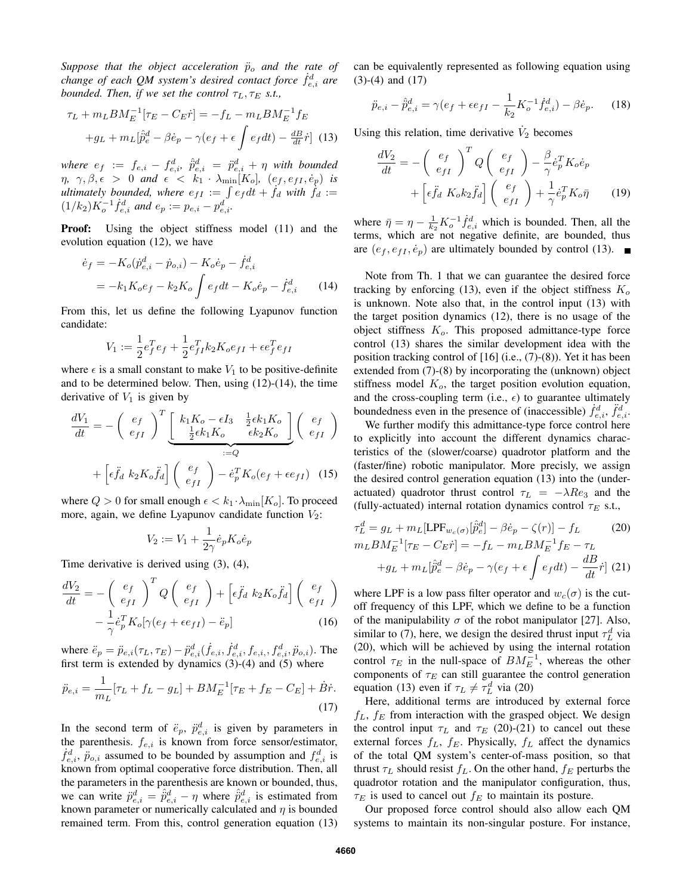*Suppose that the object acceleration $\ddot{p}_o$ and the rate of change of each QM system's desired contact force $\dot{f}^d_{e,i}$ are bounded. Then, if we set the control $\tau_L, \tau_E$ s.t.,*

$$\tau_L + m_L B M_E^{-1}[\tau_E - C_E \dot{r}] = -f_L - m_L B M_E^{-1} f_E + g_L + m_L[\hat{\ddot{p}}^d_e - \beta \dot{e}_p - \gamma(e_f + \epsilon \int e_f dt) - \tfrac{dB}{dt}\dot{r}] \quad (13)$$

*where $e_f := f_{e,i} - f^d_{e,i}$, $\hat{\ddot{p}}^d_{e,i} = \ddot{p}^d_{e,i} + \eta$ with bounded $\eta$, $\gamma, \beta, \epsilon > 0$ and $\epsilon < k_1 \cdot \lambda_{\min}[K_o]$, $(e_f, e_{fI}, \dot{e}_p)$ is ultimately bounded, where $e_{fI} := \int e_f dt + \dot{f}_d$ with $\dot{f}_d := (1/k_2)K_o^{-1}\dot{f}^d_{e,i}$ and $e_p := p_{e,i} - p^d_{e,i}$.*

**Proof:** Using the object stiffness model (11) and the evolution equation (12), we have

$$\begin{aligned}\dot{e}_f &= -K_o(\dot{p}^d_{e,i} - \dot{p}_{o,i}) - K_o\dot{e}_p - \dot{f}^d_{e,i} \\ &= -k_1 K_o e_f - k_2 K_o \int e_f dt - K_o \dot{e}_p - \dot{f}^d_{e,i} \end{aligned} \quad (14)$$

From this, let us define the following Lyapunov function candidate:

$$V_1 := \frac{1}{2}e_f^T e_f + \frac{1}{2}e_{fI}^T k_2 K_o e_{fI} + \epsilon e_f^T e_{fI}$$

where $\epsilon$ is a small constant to make $V_1$ to be positive-definite and to be determined below. Then, using (12)-(14), the time derivative of $V_1$ is given by

$$\frac{dV_1}{dt} = -\begin{pmatrix} e_f \\ e_{fI}\end{pmatrix}^T \underbrace{\begin{bmatrix} k_1 K_o - \epsilon I_3 & \frac{1}{2}\epsilon k_1 K_o \\ \frac{1}{2}\epsilon k_1 K_o & \epsilon k_2 K_o \end{bmatrix}}_{:=Q} \begin{pmatrix} e_f \\ e_{fI}\end{pmatrix} + \begin{bmatrix}\epsilon \ddot{f}_d \;\; k_2 K_o \ddot{f}_d\end{bmatrix}\begin{pmatrix} e_f \\ e_{fI}\end{pmatrix} - \dot{e}_p^T K_o(e_f + \epsilon e_{fI}) \quad (15)$$

where $Q > 0$ for small enough $\epsilon < k_1 \cdot \lambda_{\min}[K_o]$. To proceed more, again, we define Lyapunov candidate function $V_2$:

$$V_2 := V_1 + \frac{1}{2\gamma}\dot{e}_p K_o \dot{e}_p$$

Time derivative is derived using (3), (4),

$$\frac{dV_2}{dt} = -\begin{pmatrix} e_f \\ e_{fI}\end{pmatrix}^T Q \begin{pmatrix} e_f \\ e_{fI}\end{pmatrix} + \begin{bmatrix}\epsilon \ddot{f}_d \;\; k_2 K_o \ddot{f}_d\end{bmatrix}\begin{pmatrix} e_f \\ e_{fI}\end{pmatrix} - \frac{1}{\gamma}\dot{e}_p^T K_o[\gamma(e_f + \epsilon e_{fI}) - \ddot{e}_p] \quad (16)$$

where $\ddot{e}_p = \ddot{p}_{e,i}(\tau_L, \tau_E) - \ddot{p}^d_{e,i}(\dot{f}_{e,i}, \dot{f}^d_{e,i}, f_{e,i}, f^d_{e,i}, \ddot{p}_{o,i})$. The first term is extended by dynamics (3)-(4) and (5) where

$$\ddot{p}_{e,i} = \frac{1}{m_L}[\tau_L + f_L - g_L] + BM_E^{-1}[\tau_E + f_E - C_E] + \dot{B}\dot{r}. \quad (17)$$

In the second term of $\ddot{e}_p$, $\ddot{p}^d_{e,i}$ is given by parameters in the parenthesis. $f_{e,i}$ is known from force sensor/estimator, $\dot{f}^d_{e,i}$, $\ddot{p}_{o,i}$ assumed to be bounded by assumption and $f^d_{e,i}$ is known from optimal cooperative force distribution. Then, all the parameters in the parenthesis are known or bounded, thus, we can write $\ddot{p}^d_{e,i} = \hat{\ddot{p}}^d_{e,i} - \eta$ where $\hat{\ddot{p}}^d_{e,i}$ is estimated from known parameter or numerically calculated and $\eta$ is bounded remained term. From this, control generation equation (13) can be equivalently represented as following equation using (3)-(4) and (17)

$$\ddot{p}_{e,i} - \hat{\ddot{p}}^d_{e,i} = \gamma(e_f + \epsilon e_{fI} - \frac{1}{k_2}K_o^{-1}\dot{f}^d_{e,i}) - \beta \dot{e}_p. \quad (18)$$

Using this relation, time derivative $\dot{V}_2$ becomes

$$\frac{dV_2}{dt} = -\begin{pmatrix} e_f \\ e_{fI}\end{pmatrix}^T Q \begin{pmatrix} e_f \\ e_{fI}\end{pmatrix} - \frac{\beta}{\gamma}\dot{e}_p^T K_o \dot{e}_p + \begin{bmatrix}\epsilon \ddot{f}_d \;\; K_o k_2 \ddot{f}_d\end{bmatrix}\begin{pmatrix} e_f \\ e_{fI}\end{pmatrix} + \frac{1}{\gamma}\dot{e}_p^T K_o \bar{\eta} \quad (19)$$

where $\bar{\eta} = \eta - \frac{1}{k_2}K_o^{-1}\dot{f}^d_{e,i}$ which is bounded. Then, all the terms, which are not negative definite, are bounded, thus are $(e_f, e_{fI}, \dot{e}_p)$ are ultimately bounded by control (13). ∎

Note from Th. 1 that we can guarantee the desired force tracking by enforcing (13), even if the object stiffness $K_o$ is unknown. Note also that, in the control input (13) with the target position dynamics (12), there is no usage of the object stiffness $K_o$. This proposed admittance-type force control (13) shares the similar development idea with the position tracking control of [16] (i.e., (7)-(8)). Yet it has been extended from (7)-(8) by incorporating the (unknown) object stiffness model $K_o$, the target position evolution equation, and the cross-coupling term (i.e., $\epsilon$) to guarantee ultimately boundedness even in the presence of (inaccessible) $\dot{f}^d_{e,i}$, $\ddot{f}^d_{e,i}$.

We further modify this admittance-type force control here to explicitly into account the different dynamics characteristics of the (slower/coarse) quadrotor platform and the (faster/fine) robotic manipulator. More precisely, we assign the desired control generation equation (13) into the (under-actuated) quadrotor thrust control $\tau_L = -\lambda R e_3$ and the (fully-actuated) internal rotation dynamics control $\tau_E$ s.t.,

$$\tau_L^d = g_L + m_L[\text{LPF}_{w_c(\sigma)}[\hat{\ddot{p}}^d_e] - \beta\dot{e}_p - \zeta(r)] - f_L \quad (20)$$

$$m_L B M_E^{-1}[\tau_E - C_E\dot{r}] = -f_L - m_L BM_E^{-1}f_E - \tau_L + g_L + m_L[\hat{\ddot{p}}^d_e - \beta\dot{e}_p - \gamma(e_f + \epsilon\int e_f dt) - \frac{dB}{dt}\dot{r}] \quad (21)$$

where LPF is a low pass filter operator and $w_c(\sigma)$ is the cut-off frequency of this LPF, which we define to be a function of the manipulability $\sigma$ of the robot manipulator [27]. Also, similar to (7), here, we design the desired thrust input $\tau_L^d$ via (20), which will be achieved by using the internal rotation control $\tau_E$ in the null-space of $BM_E^{-1}$, whereas the other components of $\tau_E$ can still guarantee the control generation equation (13) even if $\tau_L \neq \tau_L^d$ via (20)

Here, additional terms are introduced by external force $f_L$, $f_E$ from interaction with the grasped object. We design the control input $\tau_L$ and $\tau_E$ (20)-(21) to cancel out these external forces $f_L$, $f_E$. Physically, $f_L$ affect the dynamics of the total QM system's center-of-mass position, so that thrust $\tau_L$ should resist $f_L$. On the other hand, $f_E$ perturbs the quadrotor rotation and the manipulator configuration, thus, $\tau_E$ is used to cancel out $f_E$ to maintain its posture.

Our proposed force control should also allow each QM systems to maintain its non-singular posture. For instance,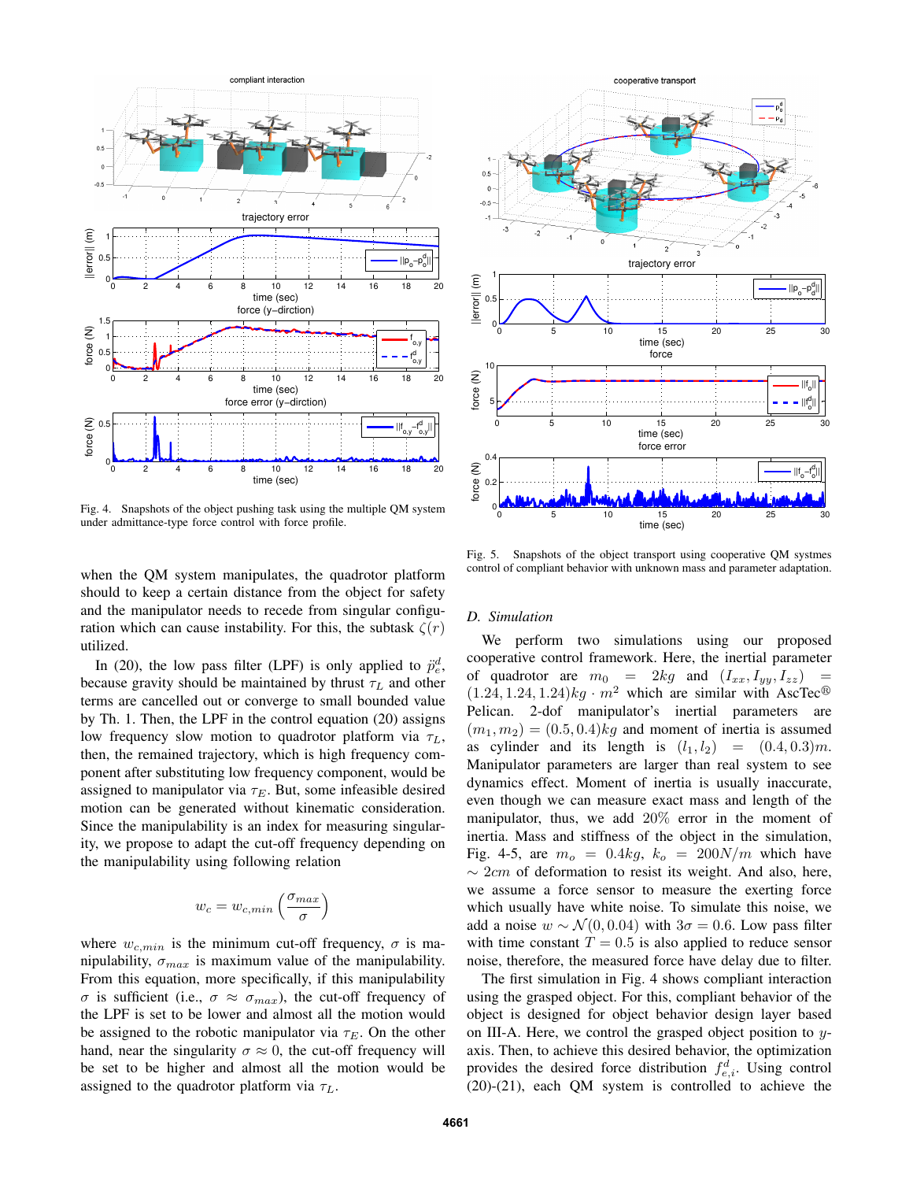Fig. 4. Snapshots of the object pushing task using the multiple QM system under admittance-type force control with force profile.

Fig. 5. Snapshots of the object transport using cooperative QM systmes control of compliant behavior with unknown mass and parameter adaptation.

when the QM system manipulates, the quadrotor platform should to keep a certain distance from the object for safety and the manipulator needs to recede from singular configuration which can cause instability. For this, the subtask $\zeta(r)$ utilized.

In (20), the low pass filter (LPF) is only applied to $\ddot{p}_e^d$, because gravity should be maintained by thrust $\tau_L$ and other terms are cancelled out or converge to small bounded value by Th. 1. Then, the LPF in the control equation (20) assigns low frequency slow motion to quadrotor platform via $\tau_L$, then, the remained trajectory, which is high frequency component after substituting low frequency component, would be assigned to manipulator via $\tau_E$. But, some infeasible desired motion can be generated without kinematic consideration. Since the manipulability is an index for measuring singularity, we propose to adapt the cut-off frequency depending on the manipulability using following relation

$$w_c = w_{c,min}\left(\frac{\sigma_{max}}{\sigma}\right)$$

where $w_{c,min}$ is the minimum cut-off frequency, $\sigma$ is manipulability, $\sigma_{max}$ is maximum value of the manipulability. From this equation, more specifically, if this manipulability $\sigma$ is sufficient (i.e., $\sigma \approx \sigma_{max}$), the cut-off frequency of the LPF is set to be lower and almost all the motion would be assigned to the robotic manipulator via $\tau_E$. On the other hand, near the singularity $\sigma \approx 0$, the cut-off frequency will be set to be higher and almost all the motion would be assigned to the quadrotor platform via $\tau_L$.

### D. Simulation

We perform two simulations using our proposed cooperative control framework. Here, the inertial parameter of quadrotor are $m_0 = 2kg$ and $(I_{xx}, I_{yy}, I_{zz}) = (1.24, 1.24, 1.24)kg \cdot m^2$ which are similar with AscTec® Pelican. 2-dof manipulator's inertial parameters are $(m_1, m_2) = (0.5, 0.4)kg$ and moment of inertia is assumed as cylinder and its length is $(l_1, l_2) = (0.4, 0.3)m$. Manipulator parameters are larger than real system to see dynamics effect. Moment of inertia is usually inaccurate, even though we can measure exact mass and length of the manipulator, thus, we add 20% error in the moment of inertia. Mass and stiffness of the object in the simulation, Fig. 4-5, are $m_o = 0.4kg$, $k_o = 200N/m$ which have $\sim 2cm$ of deformation to resist its weight. And also, here, we assume a force sensor to measure the exerting force which usually have white noise. To simulate this noise, we add a noise $w \sim \mathcal{N}(0, 0.04)$ with $3\sigma = 0.6$. Low pass filter with time constant $T = 0.5$ is also applied to reduce sensor noise, therefore, the measured force have delay due to filter.

The first simulation in Fig. 4 shows compliant interaction using the grasped object. For this, compliant behavior of the object is designed for object behavior design layer based on III-A. Here, we control the grasped object position to $y$-axis. Then, to achieve this desired behavior, the optimization provides the desired force distribution $f_{e,i}^d$. Using control (20)-(21), each QM system is controlled to achieve the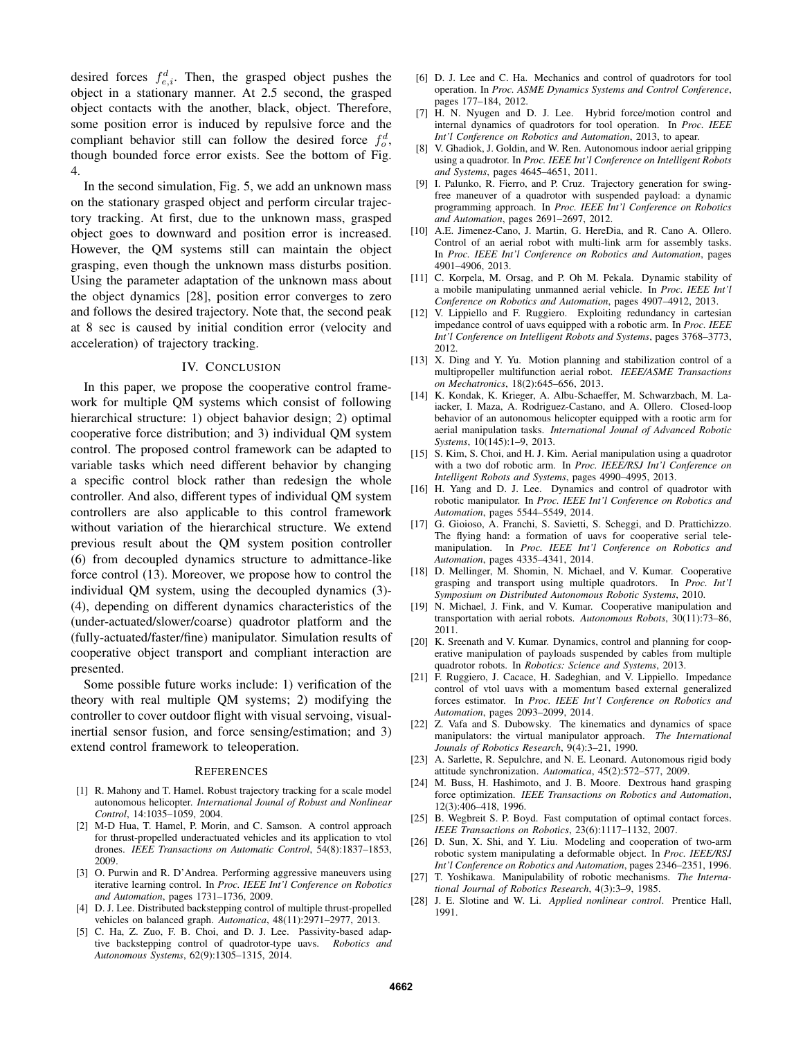desired forces $f_{e,i}^d$. Then, the grasped object pushes the object in a stationary manner. At 2.5 second, the grasped object contacts with the another, black, object. Therefore, some position error is induced by repulsive force and the compliant behavior still can follow the desired force $f_o^d$, though bounded force error exists. See the bottom of Fig. 4.

In the second simulation, Fig. 5, we add an unknown mass on the stationary grasped object and perform circular trajectory tracking. At first, due to the unknown mass, grasped object goes to downward and position error is increased. However, the QM systems still can maintain the object grasping, even though the unknown mass disturbs position. Using the parameter adaptation of the unknown mass about the object dynamics [28], position error converges to zero and follows the desired trajectory. Note that, the second peak at 8 sec is caused by initial condition error (velocity and acceleration) of trajectory tracking.

## IV. Conclusion

In this paper, we propose the cooperative control framework for multiple QM systems which consist of following hierarchical structure: 1) object bahavior design; 2) optimal cooperative force distribution; and 3) individual QM system control. The proposed control framework can be adapted to variable tasks which need different behavior by changing a specific control block rather than redesign the whole controller. And also, different types of individual QM system controllers are also applicable to this control framework without variation of the hierarchical structure. We extend previous result about the QM system position controller (6) from decoupled dynamics structure to admittance-like force control (13). Moreover, we propose how to control the individual QM system, using the decoupled dynamics (3)-(4), depending on different dynamics characteristics of the (under-actuated/slower/coarse) quadrotor platform and the (fully-actuated/faster/fine) manipulator. Simulation results of cooperative object transport and compliant interaction are presented.

Some possible future works include: 1) verification of the theory with real multiple QM systems; 2) modifying the controller to cover outdoor flight with visual servoing, visual-inertial sensor fusion, and force sensing/estimation; and 3) extend control framework to teleoperation.

## References

[1] R. Mahony and T. Hamel. Robust trajectory tracking for a scale model autonomous helicopter. *International Journal of Robust and Nonlinear Control*, 14:1035–1059, 2004.

[2] M-D Hua, T. Hamel, P. Morin, and C. Samson. A control approach for thrust-propelled underactuated vehicles and its application to vtol drones. *IEEE Transactions on Automatic Control*, 54(8):1837–1853, 2009.

[3] O. Purwin and R. D'Andrea. Performing aggressive maneuvers using iterative learning control. In *Proc. IEEE Int'l Conference on Robotics and Automation*, pages 1731–1736, 2009.

[4] D. J. Lee. Distributed backstepping control of multiple thrust-propelled vehicles on balanced graph. *Automatica*, 48(11):2971–2977, 2013.

[5] C. Ha, Z. Zuo, F. B. Choi, and D. J. Lee. Passivity-based adaptive backstepping control of quadrotor-type uavs. *Robotics and Autonomous Systems*, 62(9):1305–1315, 2014.

[6] D. J. Lee and C. Ha. Mechanics and control of quadrotors for tool operation. In *Proc. ASME Dynamics Systems and Control Conference*, pages 177–184, 2012.

[7] H. N. Nyugen and D. J. Lee. Hybrid force/motion control and internal dynamics of quadrotors for tool operation. In *Proc. IEEE Int'l Conference on Robotics and Automation*, 2013, to apear.

[8] V. Ghadiok, J. Goldin, and W. Ren. Autonomous indoor aerial gripping using a quadrotor. In *Proc. IEEE Int'l Conference on Intelligent Robots and Systems*, pages 4645–4651, 2011.

[9] I. Palunko, R. Fierro, and P. Cruz. Trajectory generation for swing-free maneuver of a quadrotor with suspended payload: a dynamic programming approach. In *Proc. IEEE Int'l Conference on Robotics and Automation*, pages 2691–2697, 2012.

[10] A.E. Jimenez-Cano, J. Martin, G. HereDia, and R. Cano A. Ollero. Control of an aerial robot with multi-link arm for assembly tasks. In *Proc. IEEE Int'l Conference on Robotics and Automation*, pages 4901–4906, 2013.

[11] C. Korpela, M. Orsag, and P. Oh M. Pekala. Dynamic stability of a mobile manipulating unmanned aerial vehicle. In *Proc. IEEE Int'l Conference on Robotics and Automation*, pages 4907–4912, 2013.

[12] V. Lippiello and F. Ruggiero. Exploiting redundancy in cartesian impedance control of uavs equipped with a robotic arm. In *Proc. IEEE Int'l Conference on Intelligent Robots and Systems*, pages 3768–3773, 2012.

[13] X. Ding and Y. Yu. Motion planning and stabilization control of a multipropeller multifunction aerial robot. *IEEE/ASME Transactions on Mechatronics*, 18(2):645–656, 2013.

[14] K. Kondak, K. Krieger, A. Albu-Schaeffer, M. Schwarzbach, M. Laiacker, I. Maza, A. Rodriguez-Castano, and A. Ollero. Closed-loop behavior of an autonomous helicopter equipped with a rootic arm for aerial manipulation tasks. *International Jounal of Advanced Robotic Systems*, 10(145):1–9, 2013.

[15] S. Kim, S. Choi, and H. J. Kim. Aerial manipulation using a quadrotor with a two dof robotic arm. In *Proc. IEEE/RSJ Int'l Conference on Intelligent Robots and Systems*, pages 4990–4995, 2013.

[16] H. Yang and D. J. Lee. Dynamics and control of quadrotor with robotic manipulator. In *Proc. IEEE Int'l Conference on Robotics and Automation*, pages 5544–5549, 2014.

[17] G. Gioioso, A. Franchi, S. Savietti, S. Scheggi, and D. Prattichizzo. The flying hand: a formation of uavs for cooperative serial telemanipulation. In *Proc. IEEE Int'l Conference on Robotics and Automation*, pages 4335–4341, 2014.

[18] D. Mellinger, M. Shomin, N. Michael, and V. Kumar. Cooperative grasping and transport using multiple quadrotors. In *Proc. Int'l Symposium on Distributed Autonomous Robotic Systems*, 2010.

[19] N. Michael, J. Fink, and V. Kumar. Cooperative manipulation and transportation with aerial robots. *Autonomous Robots*, 30(11):73–86, 2011.

[20] K. Sreenath and V. Kumar. Dynamics, control and planning for cooperative manipulation of payloads suspended by cables from multiple quadrotor robots. In *Robotics: Science and Systems*, 2013.

[21] F. Ruggiero, J. Cacace, H. Sadeghian, and V. Lippiello. Impedance control of vtol uavs with a momentum based external generalized forces estimator. In *Proc. IEEE Int'l Conference on Robotics and Automation*, pages 2093–2099, 2014.

[22] Z. Vafa and S. Dubowsky. The kinematics and dynamics of space manipulators: the virtual manipulator approach. *The International Jounals of Robotics Research*, 9(4):3–21, 1990.

[23] A. Sarlette, R. Sepulchre, and N. E. Leonard. Autonomous rigid body attitude synchronization. *Automatica*, 45(2):572–577, 2009.

[24] M. Buss, H. Hashimoto, and J. B. Moore. Dextrous hand grasping force optimization. *IEEE Transactions on Robotics and Automation*, 12(3):406–418, 1996.

[25] B. Wegbreit S. P. Boyd. Fast computation of optimal contact forces. *IEEE Transactions on Robotics*, 23(6):1117–1132, 2007.

[26] D. Sun, X. Shi, and Y. Liu. Modeling and cooperation of two-arm robotic system manipulating a deformable object. In *Proc. IEEE/RSJ Int'l Conference on Robotics and Automation*, pages 2346–2351, 1996.

[27] T. Yoshikawa. Manipulability of robotic mechanisms. *The International Journal of Robotics Research*, 4(3):3–9, 1985.

[28] J. E. Slotine and W. Li. *Applied nonlinear control*. Prentice Hall, 1991.